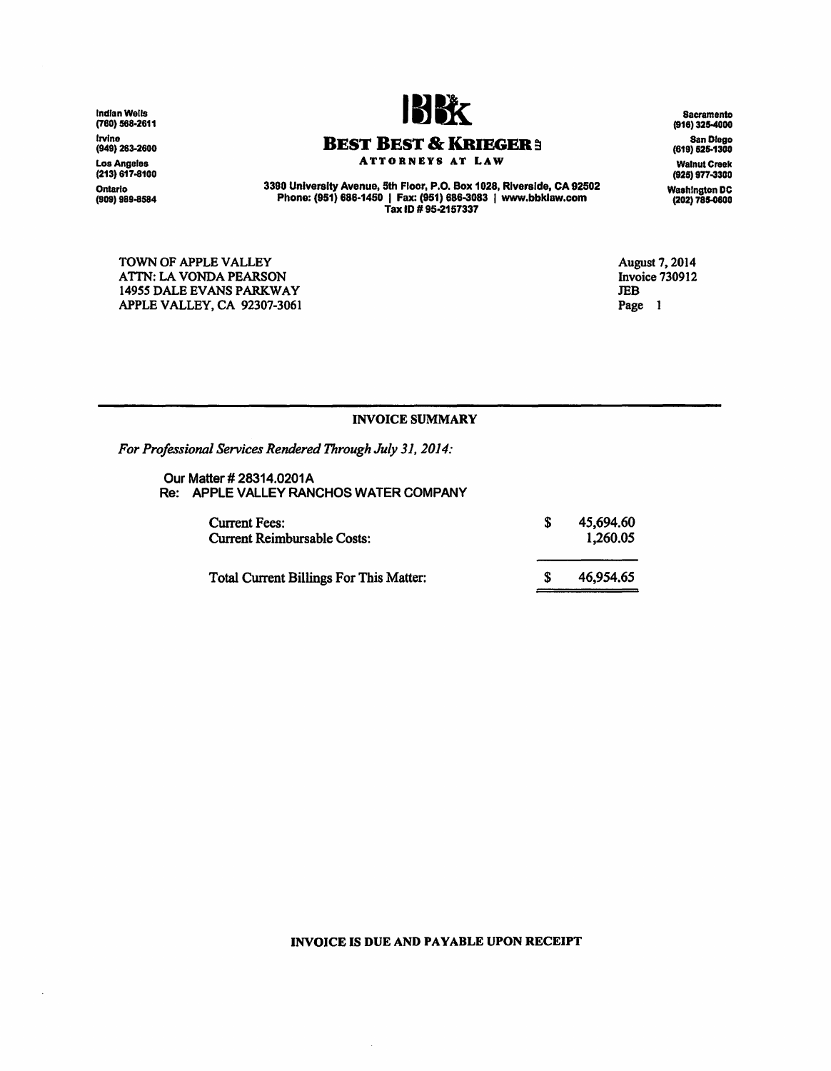Indian Wells
(760) 568-2611
Irvine
(949) 263-2600
Los Angeles
(213) 617-8100
Ontario
(909) 989-8584

**BBK**

**BEST BEST & KRIEGER**

ATTORNEYS AT LAW

3390 University Avenue, 5th Floor, P.O. Box 1028, Riverside, CA 92502
Phone: (951) 686-1450 | Fax: (951) 686-3083 | www.bbklaw.com
Tax ID # 95-2157337

Sacramento
(916) 325-4000
San Diego
(619) 525-1300
Walnut Creek
(925) 977-3300
Washington DC
(202) 785-0600

TOWN OF APPLE VALLEY
ATTN: LA VONDA PEARSON
14955 DALE EVANS PARKWAY
APPLE VALLEY, CA 92307-3061

August 7, 2014
Invoice 730912
JEB
Page 1

---

**INVOICE SUMMARY**

*For Professional Services Rendered Through July 31, 2014:*

Our Matter # 28314.0201A
Re: APPLE VALLEY RANCHOS WATER COMPANY

| | | |
|---|---|---|
| Current Fees: | $ | 45,694.60 |
| Current Reimbursable Costs: | | 1,260.05 |
| Total Current Billings For This Matter: | $ | 46,954.65 |

**INVOICE IS DUE AND PAYABLE UPON RECEIPT**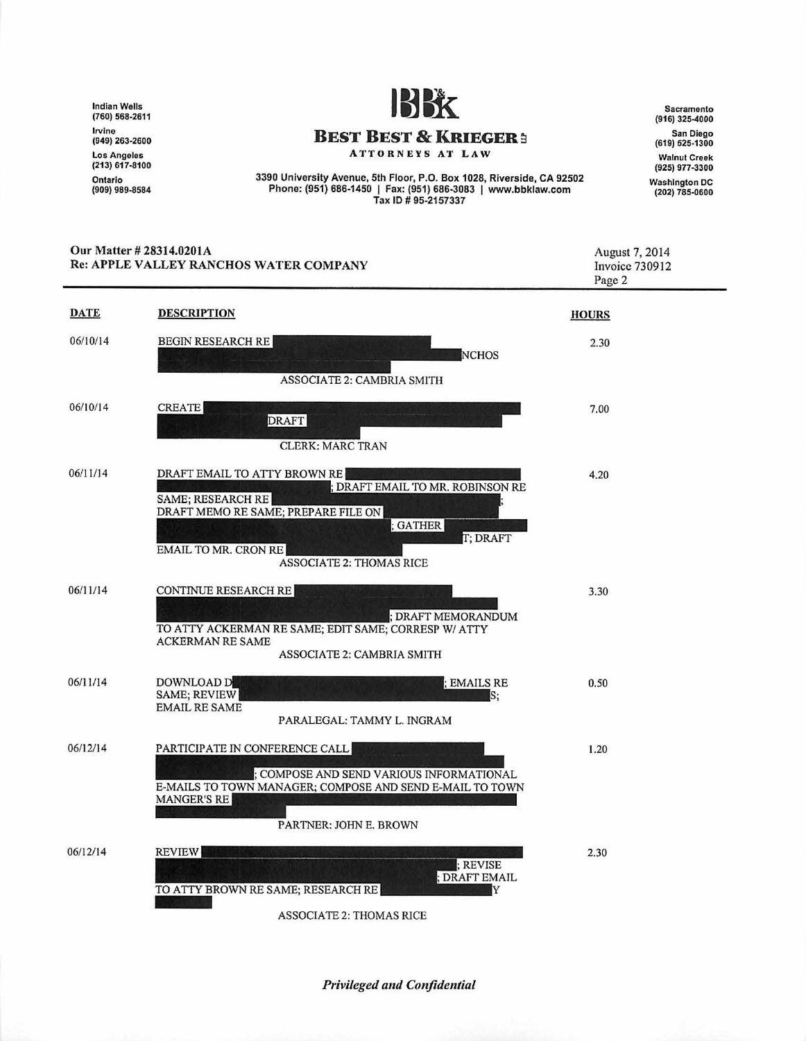Indian Wells (760) 568-2611
Irvine (949) 263-2600
Los Angeles (213) 617-8100
Ontario (909) 989-8584

# BEST BEST & KRIEGER LLP

ATTORNEYS AT LAW

3390 University Avenue, 5th Floor, P.O. Box 1028, Riverside, CA 92502
Phone: (951) 686-1450 | Fax: (951) 686-3083 | www.bbklaw.com
Tax ID # 95-2157337

Sacramento (916) 325-4000
San Diego (619) 525-1300
Walnut Creek (925) 977-3300
Washington DC (202) 785-0600

**Our Matter # 28314.0201A**
**Re: APPLE VALLEY RANCHOS WATER COMPANY**

August 7, 2014
Invoice 730912
Page 2

| DATE | DESCRIPTION | HOURS |
|---|---|---|
| 06/10/14 | BEGIN RESEARCH RE [REDACTED] NCHOS [REDACTED]<br>ASSOCIATE 2: CAMBRIA SMITH | 2.30 |
| 06/10/14 | CREATE [REDACTED] DRAFT [REDACTED]<br>CLERK: MARC TRAN | 7.00 |
| 06/11/14 | DRAFT EMAIL TO ATTY BROWN RE [REDACTED]; DRAFT EMAIL TO MR. ROBINSON RE SAME; RESEARCH RE [REDACTED]; DRAFT MEMO RE SAME; PREPARE FILE ON [REDACTED]; GATHER [REDACTED] T; DRAFT EMAIL TO MR. CRON RE [REDACTED]<br>ASSOCIATE 2: THOMAS RICE | 4.20 |
| 06/11/14 | CONTINUE RESEARCH RE [REDACTED]; DRAFT MEMORANDUM TO ATTY ACKERMAN RE SAME; EDIT SAME; CORRESP W/ ATTY ACKERMAN RE SAME<br>ASSOCIATE 2: CAMBRIA SMITH | 3.30 |
| 06/11/14 | DOWNLOAD D [REDACTED]; EMAILS RE SAME; REVIEW [REDACTED] S; EMAIL RE SAME<br>PARALEGAL: TAMMY L. INGRAM | 0.50 |
| 06/12/14 | PARTICIPATE IN CONFERENCE CALL [REDACTED]; COMPOSE AND SEND VARIOUS INFORMATIONAL E-MAILS TO TOWN MANAGER; COMPOSE AND SEND E-MAIL TO TOWN MANGER'S RE [REDACTED]<br>PARTNER: JOHN E. BROWN | 1.20 |
| 06/12/14 | REVIEW [REDACTED]; REVISE [REDACTED]; DRAFT EMAIL TO ATTY BROWN RE SAME; RESEARCH RE [REDACTED] Y [REDACTED]<br>ASSOCIATE 2: THOMAS RICE | 2.30 |

*Privileged and Confidential*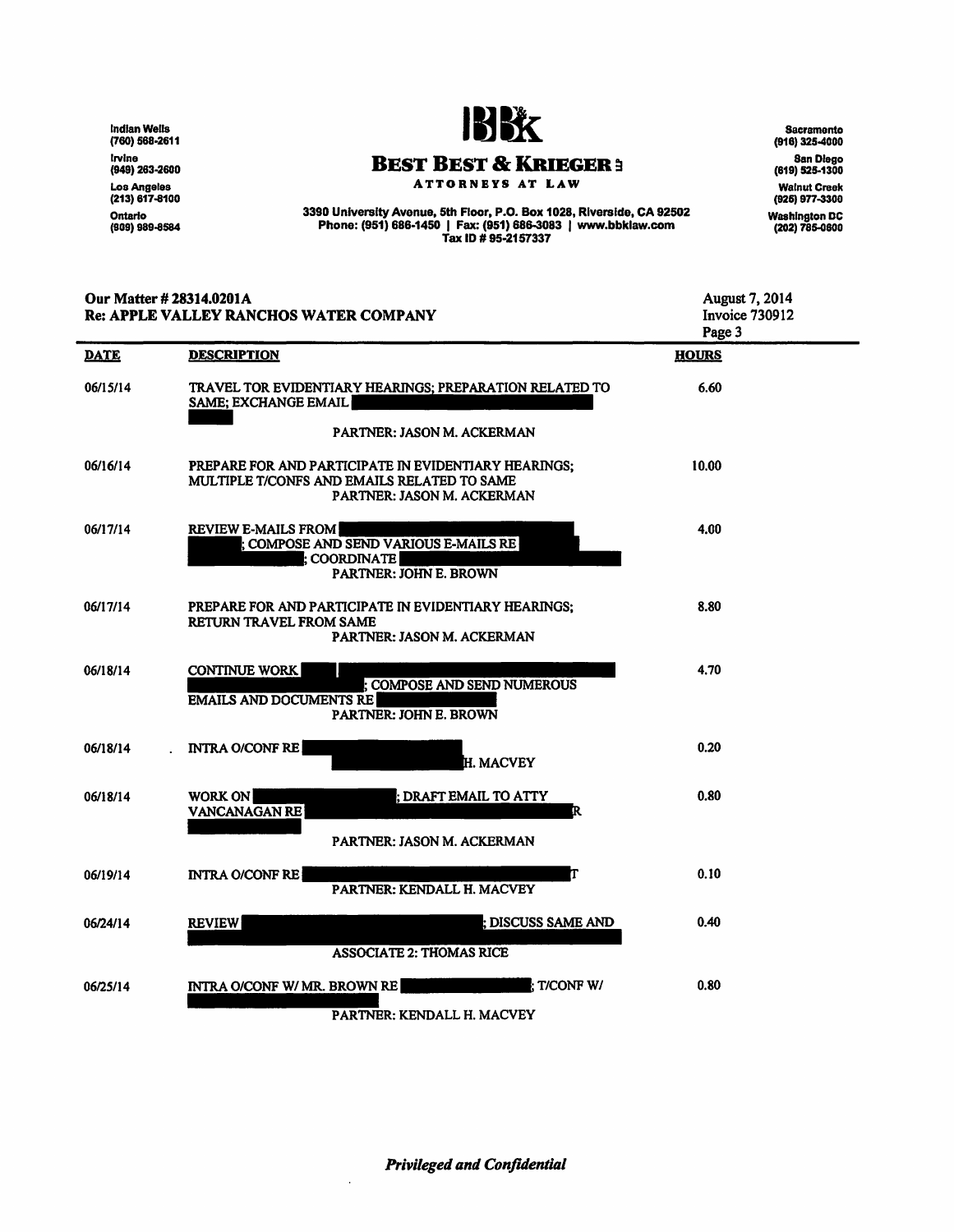**BB&K**

**BEST BEST & KRIEGER**

ATTORNEYS AT LAW

Indian Wells (760) 568-2611
Irvine (949) 263-2600
Los Angeles (213) 617-8100
Ontario (909) 989-8584

3390 University Avenue, 5th Floor, P.O. Box 1028, Riverside, CA 92502
Phone: (951) 686-1450 | Fax: (951) 686-3083 | www.bbklaw.com
Tax ID # 95-2157337

Sacramento (916) 325-4000
San Diego (619) 525-1300
Walnut Creek (925) 977-3300
Washington DC (202) 785-0600

**Our Matter # 28314.0201A**
**Re: APPLE VALLEY RANCHOS WATER COMPANY**

August 7, 2014
Invoice 730912
Page 3

| DATE | DESCRIPTION | HOURS |
|---|---|---|
| 06/15/14 | TRAVEL TOR EVIDENTIARY HEARINGS; PREPARATION RELATED TO SAME; EXCHANGE EMAIL [REDACTED]<br>PARTNER: JASON M. ACKERMAN | 6.60 |
| 06/16/14 | PREPARE FOR AND PARTICIPATE IN EVIDENTIARY HEARINGS; MULTIPLE T/CONFS AND EMAILS RELATED TO SAME<br>PARTNER: JASON M. ACKERMAN | 10.00 |
| 06/17/14 | REVIEW E-MAILS FROM [REDACTED]; COMPOSE AND SEND VARIOUS E-MAILS RE [REDACTED]; COORDINATE [REDACTED]<br>PARTNER: JOHN E. BROWN | 4.00 |
| 06/17/14 | PREPARE FOR AND PARTICIPATE IN EVIDENTIARY HEARINGS; RETURN TRAVEL FROM SAME<br>PARTNER: JASON M. ACKERMAN | 8.80 |
| 06/18/14 | CONTINUE WORK [REDACTED]; COMPOSE AND SEND NUMEROUS EMAILS AND DOCUMENTS RE [REDACTED]<br>PARTNER: JOHN E. BROWN | 4.70 |
| 06/18/14 | INTRA O/CONF RE [REDACTED] H. MACVEY | 0.20 |
| 06/18/14 | WORK ON [REDACTED]; DRAFT EMAIL TO ATTY VANCANAGAN RE [REDACTED] R [REDACTED]<br>PARTNER: JASON M. ACKERMAN | 0.80 |
| 06/19/14 | INTRA O/CONF RE [REDACTED] T<br>PARTNER: KENDALL H. MACVEY | 0.10 |
| 06/24/14 | REVIEW [REDACTED]; DISCUSS SAME AND [REDACTED]<br>ASSOCIATE 2: THOMAS RICE | 0.40 |
| 06/25/14 | INTRA O/CONF W/ MR. BROWN RE [REDACTED]; T/CONF W/ [REDACTED]<br>PARTNER: KENDALL H. MACVEY | 0.80 |

*Privileged and Confidential*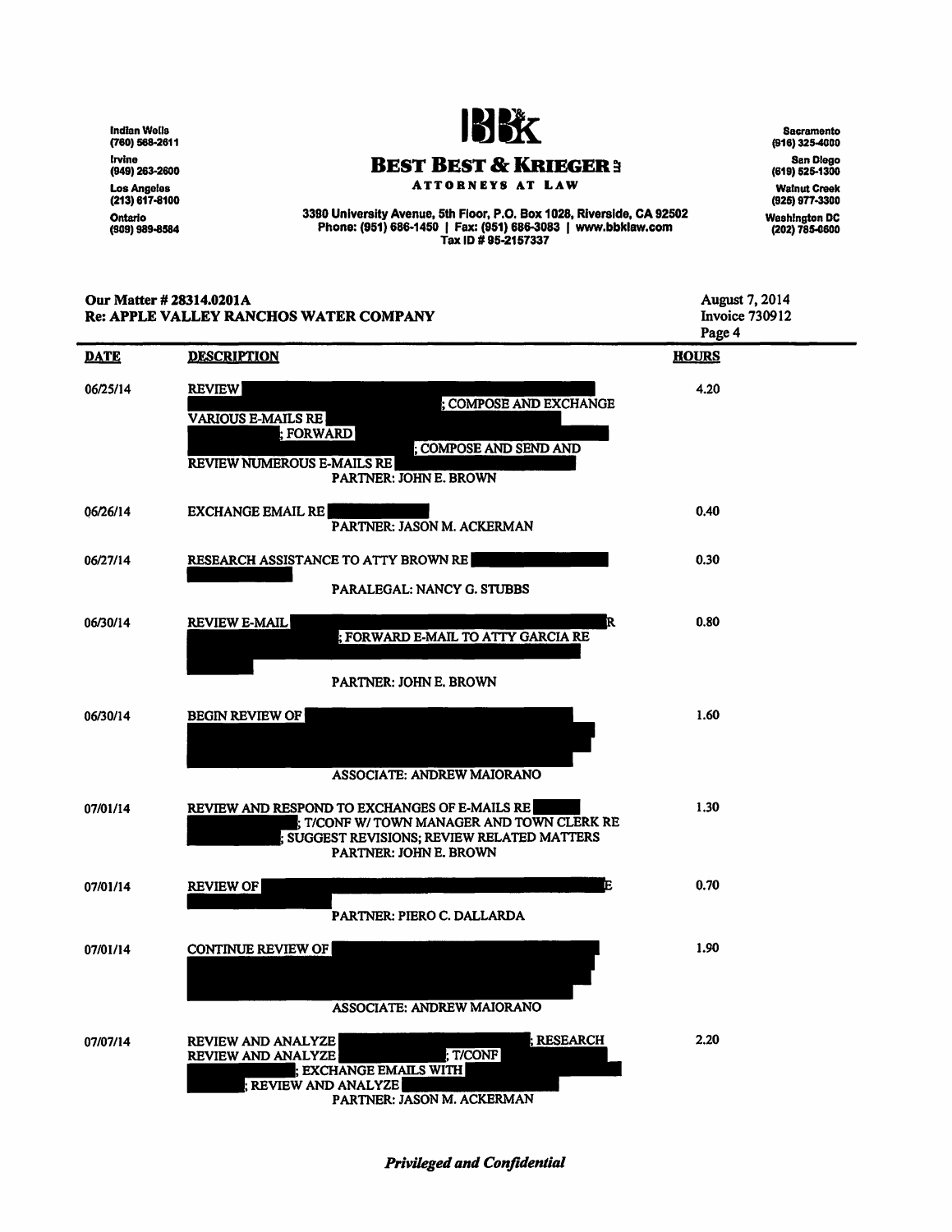# BEST BEST & KRIEGER LLP

**ATTORNEYS AT LAW**

Indian Wells (760) 568-2611 | Irvine (949) 263-2600 | Los Angeles (213) 617-8100 | Ontario (909) 989-8584

Sacramento (916) 325-4000 | San Diego (619) 525-1300 | Walnut Creek (925) 977-3300 | Washington DC (202) 785-0600

3390 University Avenue, 5th Floor, P.O. Box 1028, Riverside, CA 92502
Phone: (951) 686-1450 | Fax: (951) 686-3083 | www.bbklaw.com
Tax ID # 95-2157337

**Our Matter # 28314.0201A**
**Re: APPLE VALLEY RANCHOS WATER COMPANY**

August 7, 2014
Invoice 730912

| DATE | DESCRIPTION | HOURS |
|---|---|---|
| 06/25/14 | REVIEW [REDACTED]; COMPOSE AND EXCHANGE VARIOUS E-MAILS RE [REDACTED]; FORWARD [REDACTED]; COMPOSE AND SEND AND REVIEW NUMEROUS E-MAILS RE [REDACTED]<br>PARTNER: JOHN E. BROWN | 4.20 |
| 06/26/14 | EXCHANGE EMAIL RE [REDACTED]<br>PARTNER: JASON M. ACKERMAN | 0.40 |
| 06/27/14 | RESEARCH ASSISTANCE TO ATTY BROWN RE [REDACTED]<br>PARALEGAL: NANCY G. STUBBS | 0.30 |
| 06/30/14 | REVIEW E-MAIL [REDACTED]R; FORWARD E-MAIL TO ATTY GARCIA RE [REDACTED]<br>PARTNER: JOHN E. BROWN | 0.80 |
| 06/30/14 | BEGIN REVIEW OF [REDACTED]<br>ASSOCIATE: ANDREW MAIORANO | 1.60 |
| 07/01/14 | REVIEW AND RESPOND TO EXCHANGES OF E-MAILS RE [REDACTED]; T/CONF W/ TOWN MANAGER AND TOWN CLERK RE [REDACTED]; SUGGEST REVISIONS; REVIEW RELATED MATTERS<br>PARTNER: JOHN E. BROWN | 1.30 |
| 07/01/14 | REVIEW OF [REDACTED]E [REDACTED]<br>PARTNER: PIERO C. DALLARDA | 0.70 |
| 07/01/14 | CONTINUE REVIEW OF [REDACTED]<br>ASSOCIATE: ANDREW MAIORANO | 1.90 |
| 07/07/14 | REVIEW AND ANALYZE [REDACTED]; RESEARCH REVIEW AND ANALYZE [REDACTED]; T/CONF [REDACTED]; EXCHANGE EMAILS WITH [REDACTED]; REVIEW AND ANALYZE [REDACTED]<br>PARTNER: JASON M. ACKERMAN | 2.20 |

***Privileged and Confidential***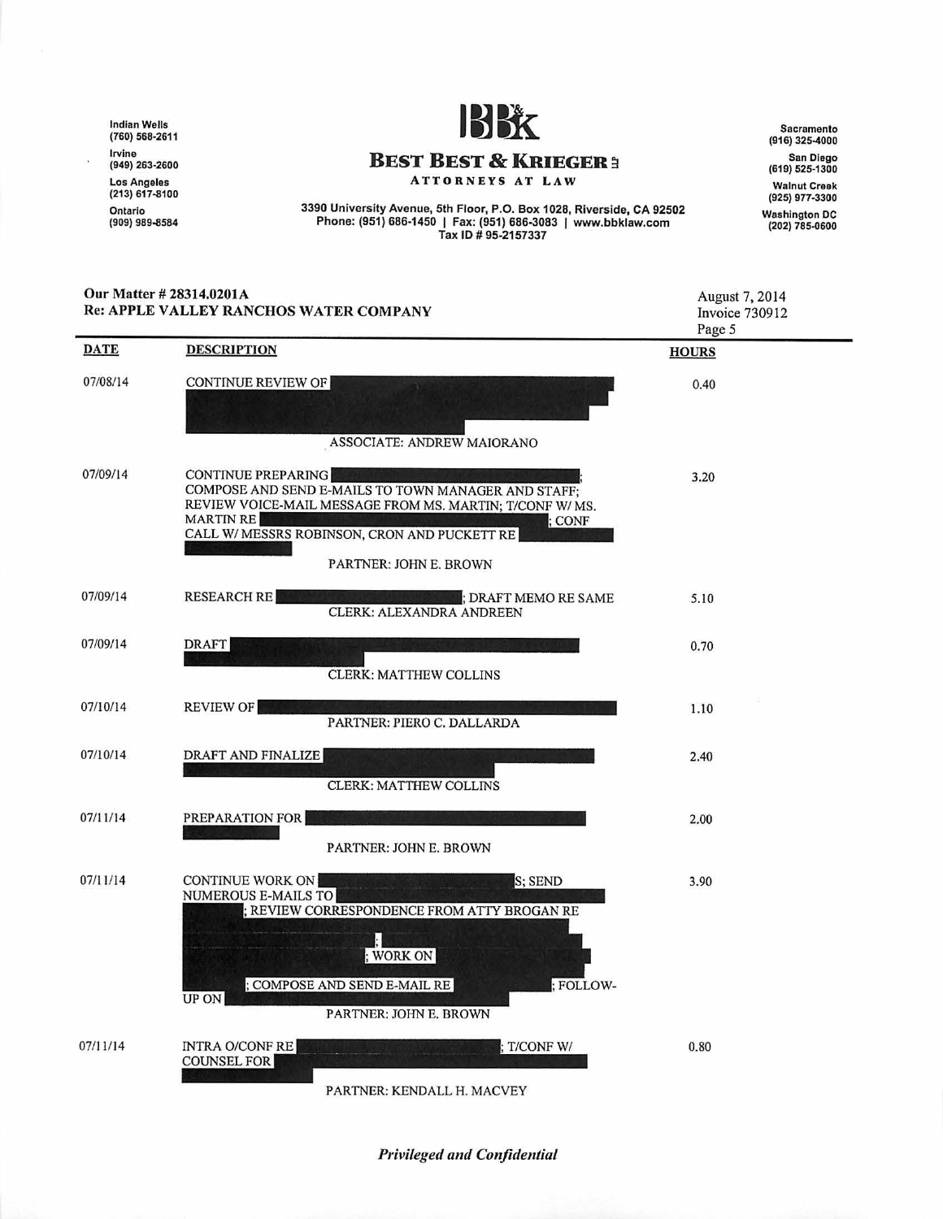Indian Wells
(760) 568-2611
Irvine
(949) 263-2600
Los Angeles
(213) 617-8100
Ontario
(909) 989-8584

# BEST BEST & KRIEGER LLP

ATTORNEYS AT LAW

3390 University Avenue, 5th Floor, P.O. Box 1028, Riverside, CA 92502
Phone: (951) 686-1450 | Fax: (951) 686-3083 | www.bbklaw.com
Tax ID # 95-2157337

Sacramento
(916) 325-4000
San Diego
(619) 525-1300
Walnut Creek
(925) 977-3300
Washington DC
(202) 785-0600

**Our Matter # 28314.0201A**
**Re: APPLE VALLEY RANCHOS WATER COMPANY**

August 7, 2014
Invoice 730912
Page 5

| DATE | DESCRIPTION | HOURS |
|---|---|---|
| 07/08/14 | CONTINUE REVIEW OF [REDACTED] <br> ASSOCIATE: ANDREW MAIORANO | 0.40 |
| 07/09/14 | CONTINUE PREPARING [REDACTED]; COMPOSE AND SEND E-MAILS TO TOWN MANAGER AND STAFF; REVIEW VOICE-MAIL MESSAGE FROM MS. MARTIN; T/CONF W/ MS. MARTIN RE [REDACTED]; CONF CALL W/ MESSRS ROBINSON, CRON AND PUCKETT RE [REDACTED] <br> PARTNER: JOHN E. BROWN | 3.20 |
| 07/09/14 | RESEARCH RE [REDACTED]; DRAFT MEMO RE SAME <br> CLERK: ALEXANDRA ANDREEN | 5.10 |
| 07/09/14 | DRAFT [REDACTED] <br> CLERK: MATTHEW COLLINS | 0.70 |
| 07/10/14 | REVIEW OF [REDACTED] <br> PARTNER: PIERO C. DALLARDA | 1.10 |
| 07/10/14 | DRAFT AND FINALIZE [REDACTED] <br> CLERK: MATTHEW COLLINS | 2.40 |
| 07/11/14 | PREPARATION FOR [REDACTED] <br> PARTNER: JOHN E. BROWN | 2.00 |
| 07/11/14 | CONTINUE WORK ON [REDACTED]S; SEND NUMEROUS E-MAILS TO [REDACTED]; REVIEW CORRESPONDENCE FROM ATTY BROGAN RE [REDACTED]; [REDACTED]; WORK ON [REDACTED]; COMPOSE AND SEND E-MAIL RE [REDACTED]; FOLLOW-UP ON [REDACTED] <br> PARTNER: JOHN E. BROWN | 3.90 |
| 07/11/14 | INTRA O/CONF RE [REDACTED]; T/CONF W/ COUNSEL FOR [REDACTED] <br> PARTNER: KENDALL H. MACVEY | 0.80 |

***Privileged and Confidential***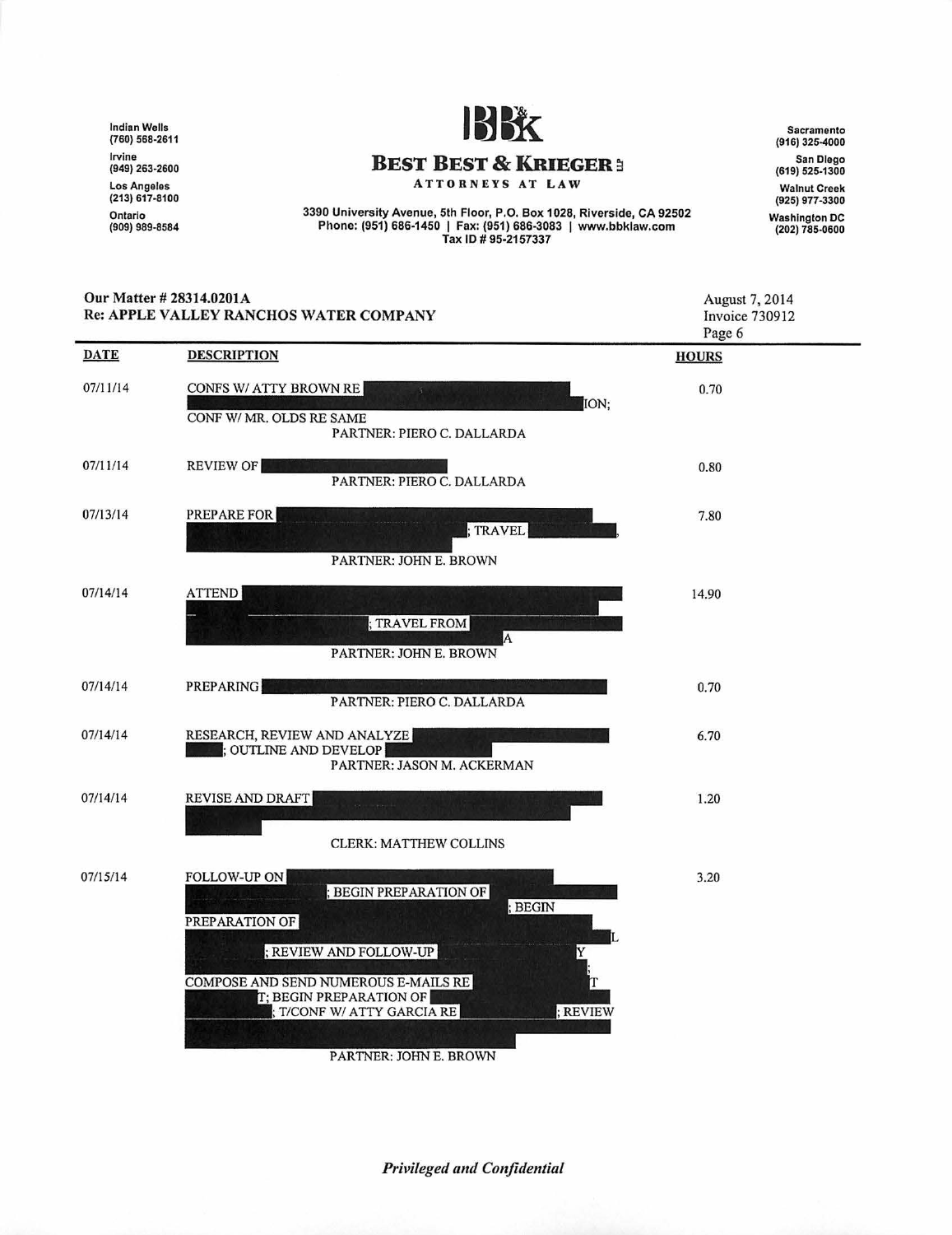Indian Wells
(760) 568-2611
Irvine
(949) 263-2600
Los Angeles
(213) 617-8100
Ontario
(909) 989-8584

# BEST BEST & KRIEGER LLP

ATTORNEYS AT LAW

3390 University Avenue, 5th Floor, P.O. Box 1028, Riverside, CA 92502
Phone: (951) 686-1450 | Fax: (951) 686-3083 | www.bbklaw.com
Tax ID # 95-2157337

Sacramento
(916) 325-4000
San Diego
(619) 525-1300
Walnut Creek
(925) 977-3300
Washington DC
(202) 785-0600

**Our Matter # 28314.0201A**
**Re: APPLE VALLEY RANCHOS WATER COMPANY**

August 7, 2014
Invoice 730912
Page 6

| DATE | DESCRIPTION | HOURS |
|---|---|---|
| 07/11/14 | CONFS W/ ATTY BROWN RE ION; CONF W/ MR. OLDS RE SAME<br>PARTNER: PIERO C. DALLARDA | 0.70 |
| 07/11/14 | REVIEW OF<br>PARTNER: PIERO C. DALLARDA | 0.80 |
| 07/13/14 | PREPARE FOR ; TRAVEL ,<br>PARTNER: JOHN E. BROWN | 7.80 |
| 07/14/14 | ATTEND ; TRAVEL FROM A<br>PARTNER: JOHN E. BROWN | 14.90 |
| 07/14/14 | PREPARING<br>PARTNER: PIERO C. DALLARDA | 0.70 |
| 07/14/14 | RESEARCH, REVIEW AND ANALYZE ; OUTLINE AND DEVELOP<br>PARTNER: JASON M. ACKERMAN | 6.70 |
| 07/14/14 | REVISE AND DRAFT<br>CLERK: MATTHEW COLLINS | 1.20 |
| 07/15/14 | FOLLOW-UP ON ; BEGIN PREPARATION OF ; BEGIN PREPARATION OF L ; REVIEW AND FOLLOW-UP Y ; COMPOSE AND SEND NUMEROUS E-MAILS RE T T; BEGIN PREPARATION OF ; T/CONF W/ ATTY GARCIA RE ; REVIEW<br>PARTNER: JOHN E. BROWN | 3.20 |

*Privileged and Confidential*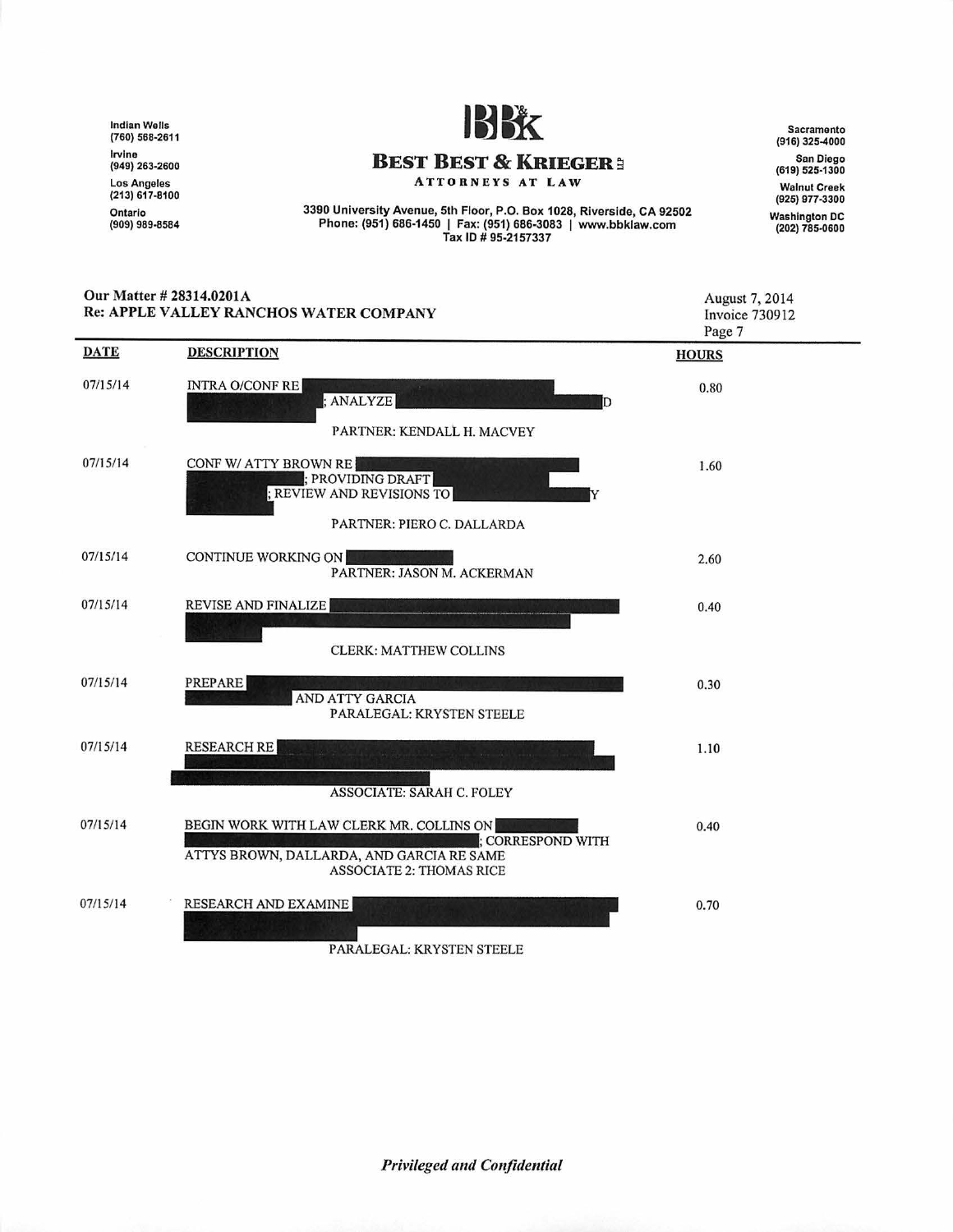Indian Wells
(760) 568-2611
Irvine
(949) 263-2600
Los Angeles
(213) 617-8100
Ontario
(909) 989-8584

# BEST BEST & KRIEGER LLP

ATTORNEYS AT LAW

3390 University Avenue, 5th Floor, P.O. Box 1028, Riverside, CA 92502
Phone: (951) 686-1450 | Fax: (951) 686-3083 | www.bbklaw.com
Tax ID # 95-2157337

Sacramento
(916) 325-4000
San Diego
(619) 525-1300
Walnut Creek
(925) 977-3300
Washington DC
(202) 785-0600

**Our Matter # 28314.0201A**
**Re: APPLE VALLEY RANCHOS WATER COMPANY**

August 7, 2014
Invoice 730912
Page 7

| DATE | DESCRIPTION | HOURS |
|---|---|---|
| 07/15/14 | INTRA O/CONF RE [REDACTED]; ANALYZE [REDACTED]D [REDACTED] PARTNER: KENDALL H. MACVEY | 0.80 |
| 07/15/14 | CONF W/ ATTY BROWN RE [REDACTED]; PROVIDING DRAFT [REDACTED]; REVIEW AND REVISIONS TO [REDACTED]Y [REDACTED] PARTNER: PIERO C. DALLARDA | 1.60 |
| 07/15/14 | CONTINUE WORKING ON [REDACTED] PARTNER: JASON M. ACKERMAN | 2.60 |
| 07/15/14 | REVISE AND FINALIZE [REDACTED] CLERK: MATTHEW COLLINS | 0.40 |
| 07/15/14 | PREPARE [REDACTED] AND ATTY GARCIA PARALEGAL: KRYSTEN STEELE | 0.30 |
| 07/15/14 | RESEARCH RE [REDACTED] ASSOCIATE: SARAH C. FOLEY | 1.10 |
| 07/15/14 | BEGIN WORK WITH LAW CLERK MR. COLLINS ON [REDACTED]; CORRESPOND WITH ATTYS BROWN, DALLARDA, AND GARCIA RE SAME ASSOCIATE 2: THOMAS RICE | 0.40 |
| 07/15/14 | RESEARCH AND EXAMINE [REDACTED] PARALEGAL: KRYSTEN STEELE | 0.70 |

*Privileged and Confidential*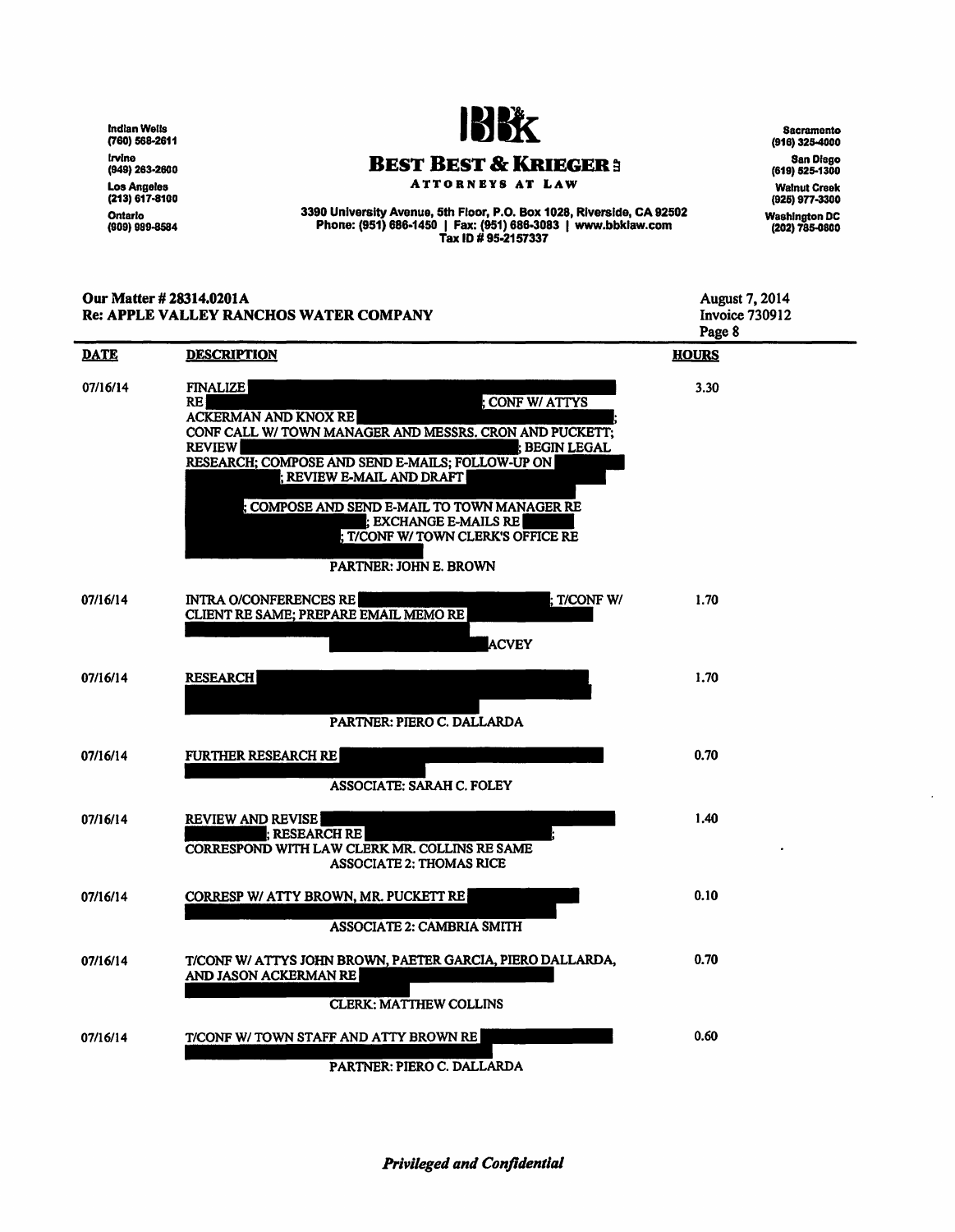Indian Wells
(760) 568-2611

Irvine
(949) 263-2600

Los Angeles
(213) 617-8100

Ontario
(909) 989-8584

**BBK**

# BEST BEST & KRIEGER

ATTORNEYS AT LAW

3390 University Avenue, 5th Floor, P.O. Box 1028, Riverside, CA 92502
Phone: (951) 686-1450 | Fax: (951) 686-3083 | www.bbklaw.com
Tax ID # 95-2157337

Sacramento
(916) 325-4000

San Diego
(619) 525-1300

Walnut Creek
(925) 977-3300

Washington DC
(202) 785-0600

**Our Matter # 28314.0201A**
**Re: APPLE VALLEY RANCHOS WATER COMPANY**

August 7, 2014
Invoice 730912
Page 8

| DATE | DESCRIPTION | HOURS |
|---|---|---|
| 07/16/14 | FINALIZE [REDACTED] RE [REDACTED]; CONF W/ ATTYS ACKERMAN AND KNOX RE [REDACTED]; CONF CALL W/ TOWN MANAGER AND MESSRS. CRON AND PUCKETT; REVIEW [REDACTED]; BEGIN LEGAL RESEARCH; COMPOSE AND SEND E-MAILS; FOLLOW-UP ON [REDACTED]; REVIEW E-MAIL AND DRAFT [REDACTED]; COMPOSE AND SEND E-MAIL TO TOWN MANAGER RE [REDACTED]; EXCHANGE E-MAILS RE [REDACTED]; T/CONF W/ TOWN CLERK'S OFFICE RE [REDACTED]<br>PARTNER: JOHN E. BROWN | 3.30 |
| 07/16/14 | INTRA O/CONFERENCES RE [REDACTED]; T/CONF W/ CLIENT RE SAME; PREPARE EMAIL MEMO RE [REDACTED]ACVEY | 1.70 |
| 07/16/14 | RESEARCH [REDACTED]<br>PARTNER: PIERO C. DALLARDA | 1.70 |
| 07/16/14 | FURTHER RESEARCH RE [REDACTED]<br>ASSOCIATE: SARAH C. FOLEY | 0.70 |
| 07/16/14 | REVIEW AND REVISE [REDACTED]; RESEARCH RE [REDACTED]; CORRESPOND WITH LAW CLERK MR. COLLINS RE SAME<br>ASSOCIATE 2: THOMAS RICE | 1.40 |
| 07/16/14 | CORRESP W/ ATTY BROWN, MR. PUCKETT RE [REDACTED]<br>ASSOCIATE 2: CAMBRIA SMITH | 0.10 |
| 07/16/14 | T/CONF W/ ATTYS JOHN BROWN, PAETER GARCIA, PIERO DALLARDA, AND JASON ACKERMAN RE [REDACTED]<br>CLERK: MATTHEW COLLINS | 0.70 |
| 07/16/14 | T/CONF W/ TOWN STAFF AND ATTY BROWN RE [REDACTED]<br>PARTNER: PIERO C. DALLARDA | 0.60 |

*Privileged and Confidential*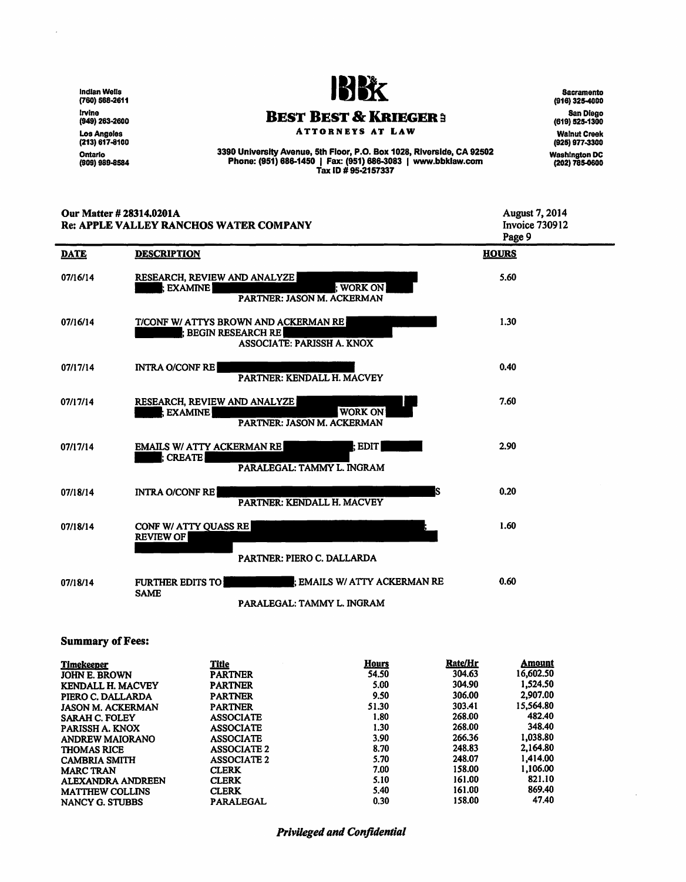Indian Wells
(760) 568-2611

Irvine
(949) 263-2600

Los Angeles
(213) 617-8100

Ontario
(909) 989-8584

# BEST BEST & KRIEGER

ATTORNEYS AT LAW

3390 University Avenue, 5th Floor, P.O. Box 1028, Riverside, CA 92502
Phone: (951) 686-1450 | Fax: (951) 686-3083 | www.bbklaw.com
Tax ID # 95-2157337

Sacramento
(916) 325-4000

San Diego
(619) 525-1300

Walnut Creek
(925) 977-3300

Washington DC
(202) 785-0600

**Our Matter # 28314.0201A**
**Re: APPLE VALLEY RANCHOS WATER COMPANY**

August 7, 2014
Invoice 730912

| DATE | DESCRIPTION | HOURS |
|---|---|---|
| 07/16/14 | RESEARCH, REVIEW AND ANALYZE [REDACTED]; EXAMINE [REDACTED]; WORK ON [REDACTED] PARTNER: JASON M. ACKERMAN | 5.60 |
| 07/16/14 | T/CONF W/ ATTYS BROWN AND ACKERMAN RE [REDACTED]; BEGIN RESEARCH RE [REDACTED] ASSOCIATE: PARISSH A. KNOX | 1.30 |
| 07/17/14 | INTRA O/CONF RE [REDACTED] PARTNER: KENDALL H. MACVEY | 0.40 |
| 07/17/14 | RESEARCH, REVIEW AND ANALYZE [REDACTED]; EXAMINE [REDACTED] WORK ON [REDACTED] PARTNER: JASON M. ACKERMAN | 7.60 |
| 07/17/14 | EMAILS W/ ATTY ACKERMAN RE [REDACTED]; EDIT [REDACTED]; CREATE [REDACTED] PARALEGAL: TAMMY L. INGRAM | 2.90 |
| 07/18/14 | INTRA O/CONF RE [REDACTED]S PARTNER: KENDALL H. MACVEY | 0.20 |
| 07/18/14 | CONF W/ ATTY QUASS RE [REDACTED]; REVIEW OF [REDACTED] PARTNER: PIERO C. DALLARDA | 1.60 |
| 07/18/14 | FURTHER EDITS TO [REDACTED]; EMAILS W/ ATTY ACKERMAN RE SAME PARALEGAL: TAMMY L. INGRAM | 0.60 |

## Summary of Fees:

| Timekeeper | Title | Hours | Rate/Hr | Amount |
|---|---|---|---|---|
| JOHN E. BROWN | PARTNER | 54.50 | 304.63 | 16,602.50 |
| KENDALL H. MACVEY | PARTNER | 5.00 | 304.90 | 1,524.50 |
| PIERO C. DALLARDA | PARTNER | 9.50 | 306.00 | 2,907.00 |
| JASON M. ACKERMAN | PARTNER | 51.30 | 303.41 | 15,564.80 |
| SARAH C. FOLEY | ASSOCIATE | 1.80 | 268.00 | 482.40 |
| PARISSH A. KNOX | ASSOCIATE | 1.30 | 268.00 | 348.40 |
| ANDREW MAIORANO | ASSOCIATE | 3.90 | 266.36 | 1,038.80 |
| THOMAS RICE | ASSOCIATE 2 | 8.70 | 248.83 | 2,164.80 |
| CAMBRIA SMITH | ASSOCIATE 2 | 5.70 | 248.07 | 1,414.00 |
| MARC TRAN | CLERK | 7.00 | 158.00 | 1,106.00 |
| ALEXANDRA ANDREEN | CLERK | 5.10 | 161.00 | 821.10 |
| MATTHEW COLLINS | CLERK | 5.40 | 161.00 | 869.40 |
| NANCY G. STUBBS | PARALEGAL | 0.30 | 158.00 | 47.40 |

*Privileged and Confidential*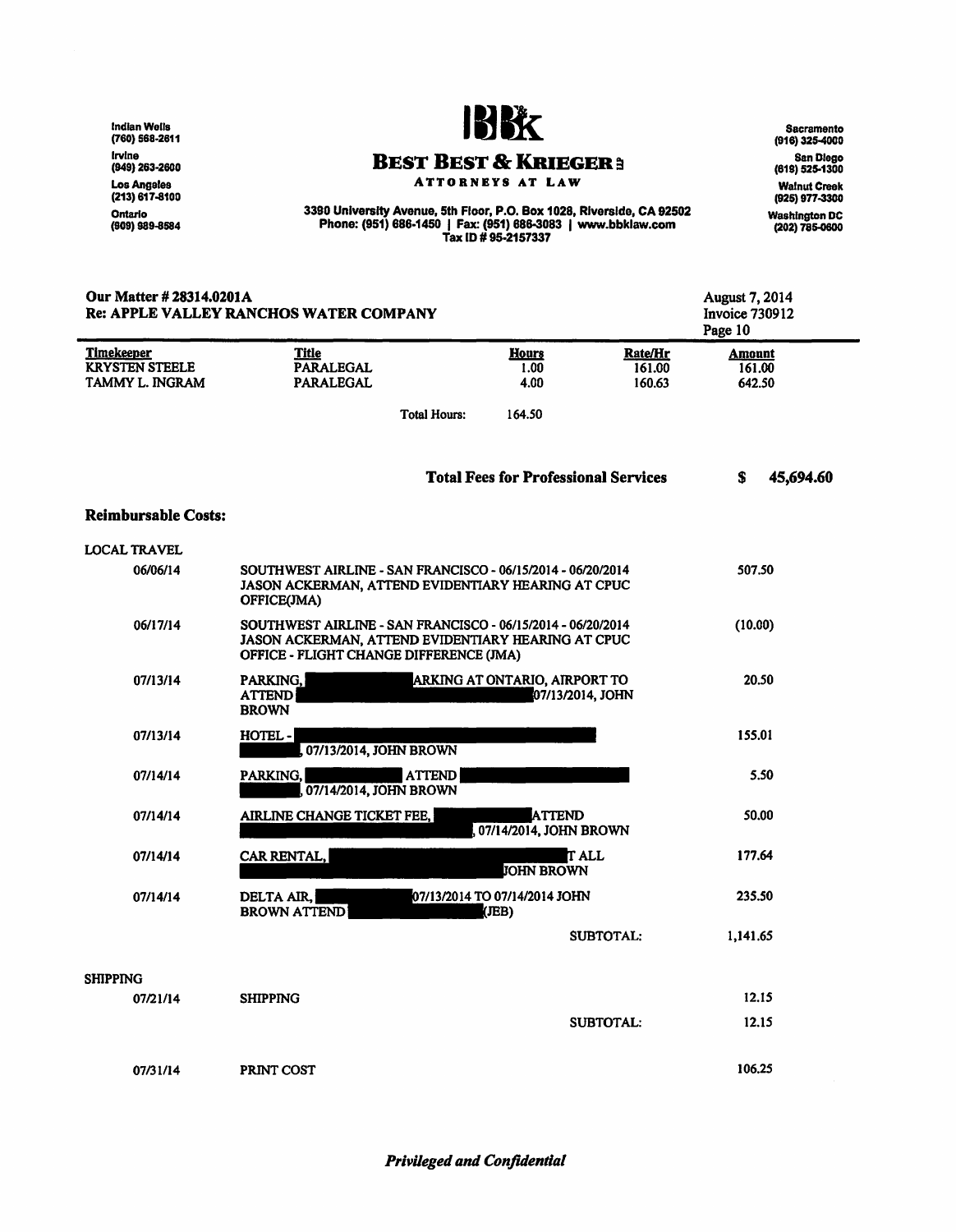**Our Matter # 28314.0201A**
**Re: APPLE VALLEY RANCHOS WATER COMPANY**

August 7, 2014
Invoice 730912

| Timekeeper | Title | Hours | Rate/Hr | Amount |
|---|---|---|---|---|
| KRYSTEN STEELE | PARALEGAL | 1.00 | 161.00 | 161.00 |
| TAMMY L. INGRAM | PARALEGAL | 4.00 | 160.63 | 642.50 |
| | Total Hours: | 164.50 | | |

**Total Fees for Professional Services** **$ 45,694.60**

## Reimbursable Costs:

LOCAL TRAVEL

| Date | Description | Amount |
|---|---|---|
| 06/06/14 | SOUTHWEST AIRLINE - SAN FRANCISCO - 06/15/2014 - 06/20/2014 JASON ACKERMAN, ATTEND EVIDENTIARY HEARING AT CPUC OFFICE(JMA) | 507.50 |
| 06/17/14 | SOUTHWEST AIRLINE - SAN FRANCISCO - 06/15/2014 - 06/20/2014 JASON ACKERMAN, ATTEND EVIDENTIARY HEARING AT CPUC OFFICE - FLIGHT CHANGE DIFFERENCE (JMA) | (10.00) |
| 07/13/14 | PARKING, [REDACTED] ARKING AT ONTARIO, AIRPORT TO ATTEND [REDACTED] 07/13/2014, JOHN BROWN | 20.50 |
| 07/13/14 | HOTEL - [REDACTED], 07/13/2014, JOHN BROWN | 155.01 |
| 07/14/14 | PARKING, [REDACTED] ATTEND [REDACTED], 07/14/2014, JOHN BROWN | 5.50 |
| 07/14/14 | AIRLINE CHANGE TICKET FEE, [REDACTED] ATTEND [REDACTED], 07/14/2014, JOHN BROWN | 50.00 |
| 07/14/14 | CAR RENTAL, [REDACTED] T ALL [REDACTED] JOHN BROWN | 177.64 |
| 07/14/14 | DELTA AIR, [REDACTED] 07/13/2014 TO 07/14/2014 JOHN BROWN ATTEND [REDACTED] (JEB) | 235.50 |
| | SUBTOTAL: | 1,141.65 |

SHIPPING

| Date | Description | Amount |
|---|---|---|
| 07/21/14 | SHIPPING | 12.15 |
| | SUBTOTAL: | 12.15 |

| Date | Description | Amount |
|---|---|---|
| 07/31/14 | PRINT COST | 106.25 |

*Privileged and Confidential*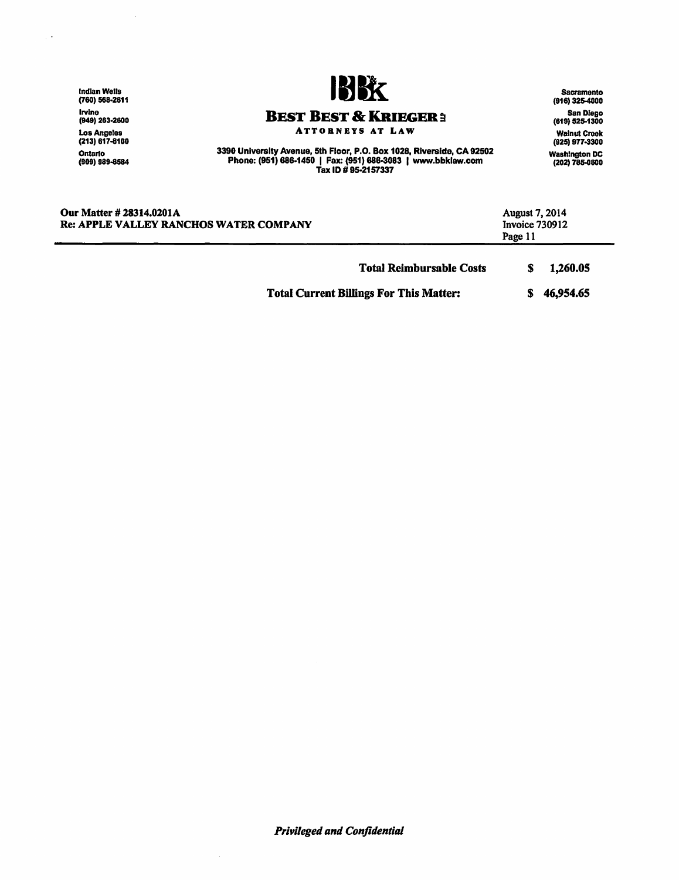Indian Wells
(760) 568-2611

Irvine
(949) 263-2600

Los Angeles
(213) 617-8100

Ontario
(909) 989-8584

# BEST BEST & KRIEGER LLP

ATTORNEYS AT LAW

3390 University Avenue, 5th Floor, P.O. Box 1028, Riverside, CA 92502
Phone: (951) 686-1450 | Fax: (951) 686-3083 | www.bbklaw.com
Tax ID # 95-2157337

Sacramento
(916) 325-4000

San Diego
(619) 525-1300

Walnut Creek
(925) 977-3300

Washington DC
(202) 785-0600

**Our Matter # 28314.0201A**
**Re: APPLE VALLEY RANCHOS WATER COMPANY**

August 7, 2014
Invoice 730912
Page 11

| | | |
|---|---|---|
| **Total Reimbursable Costs** | **$** | **1,260.05** |
| **Total Current Billings For This Matter:** | **$** | **46,954.65** |

***Privileged and Confidential***